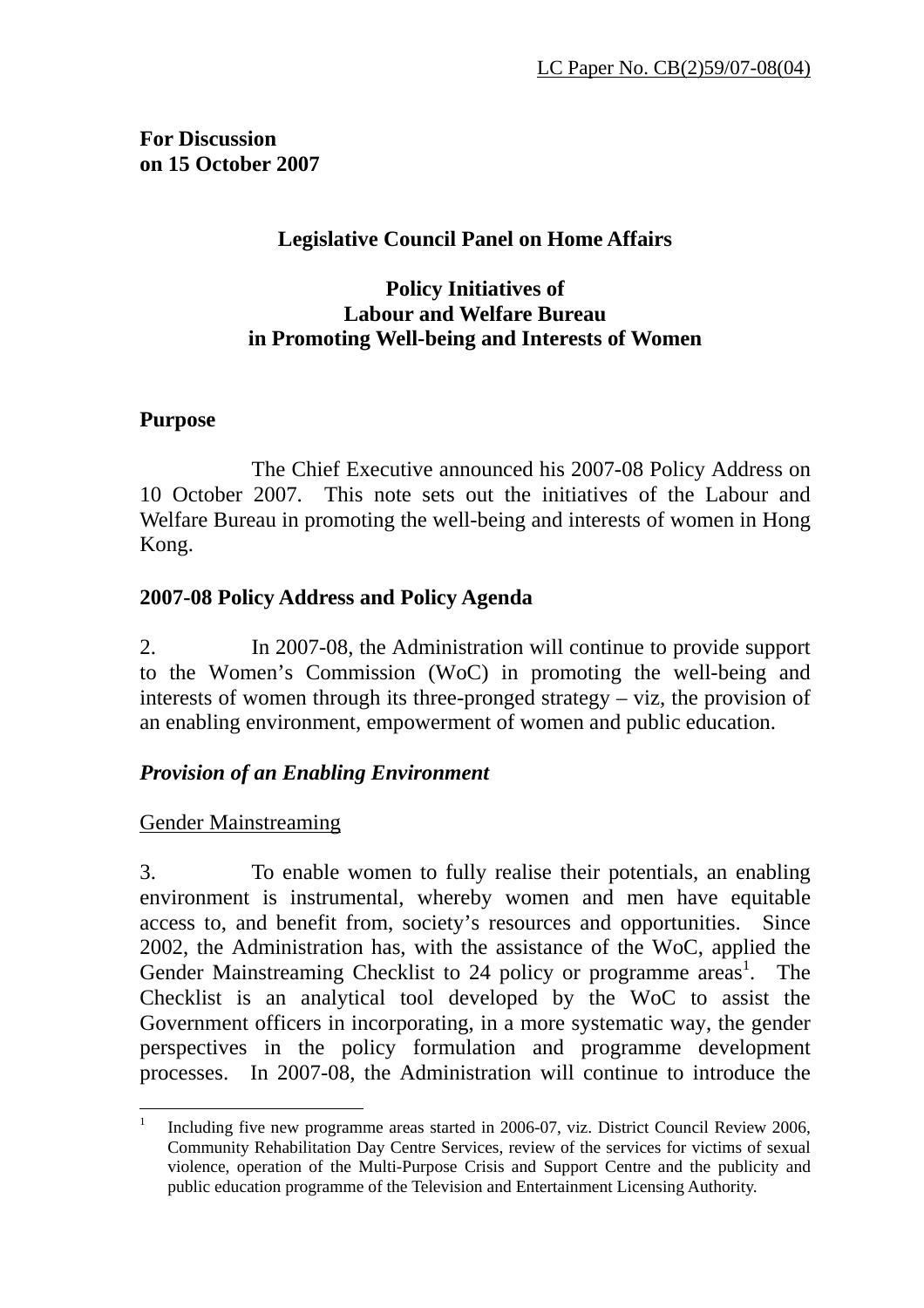LC Paper No. CB(2)59/07-08(04)

**For Discussion**
**on 15 October 2007**

**Legislative Council Panel on Home Affairs**

**Policy Initiatives of**
**Labour and Welfare Bureau**
**in Promoting Well-being and Interests of Women**

## Purpose

The Chief Executive announced his 2007-08 Policy Address on 10 October 2007. This note sets out the initiatives of the Labour and Welfare Bureau in promoting the well-being and interests of women in Hong Kong.

## 2007-08 Policy Address and Policy Agenda

2. In 2007-08, the Administration will continue to provide support to the Women's Commission (WoC) in promoting the well-being and interests of women through its three-pronged strategy – viz, the provision of an enabling environment, empowerment of women and public education.

### *Provision of an Enabling Environment*

Gender Mainstreaming

3. To enable women to fully realise their potentials, an enabling environment is instrumental, whereby women and men have equitable access to, and benefit from, society's resources and opportunities. Since 2002, the Administration has, with the assistance of the WoC, applied the Gender Mainstreaming Checklist to 24 policy or programme areas[1]. The Checklist is an analytical tool developed by the WoC to assist the Government officers in incorporating, in a more systematic way, the gender perspectives in the policy formulation and programme development processes. In 2007-08, the Administration will continue to introduce the

[1] Including five new programme areas started in 2006-07, viz. District Council Review 2006, Community Rehabilitation Day Centre Services, review of the services for victims of sexual violence, operation of the Multi-Purpose Crisis and Support Centre and the publicity and public education programme of the Television and Entertainment Licensing Authority.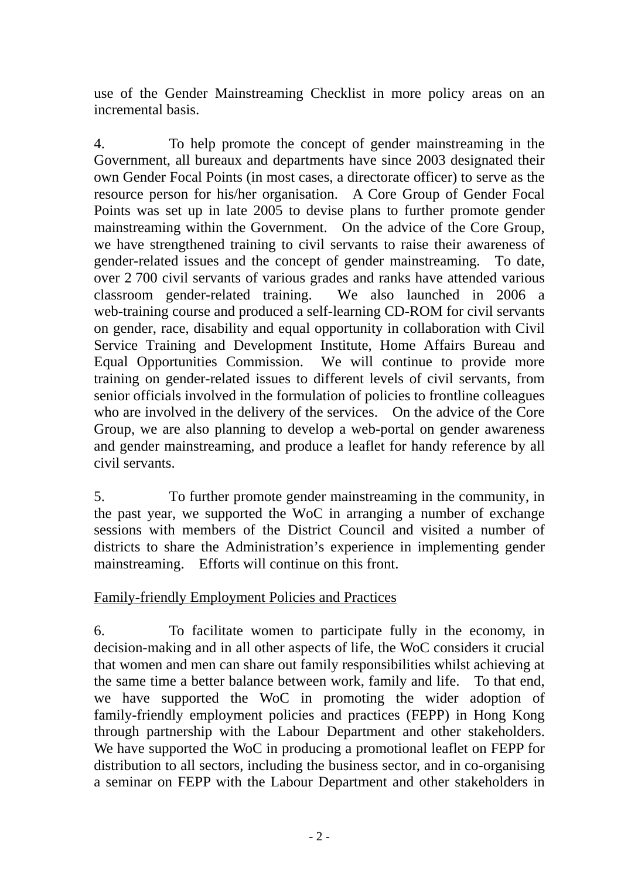use of the Gender Mainstreaming Checklist in more policy areas on an incremental basis.

4. To help promote the concept of gender mainstreaming in the Government, all bureaux and departments have since 2003 designated their own Gender Focal Points (in most cases, a directorate officer) to serve as the resource person for his/her organisation. A Core Group of Gender Focal Points was set up in late 2005 to devise plans to further promote gender mainstreaming within the Government. On the advice of the Core Group, we have strengthened training to civil servants to raise their awareness of gender-related issues and the concept of gender mainstreaming. To date, over 2 700 civil servants of various grades and ranks have attended various classroom gender-related training. We also launched in 2006 a web-training course and produced a self-learning CD-ROM for civil servants on gender, race, disability and equal opportunity in collaboration with Civil Service Training and Development Institute, Home Affairs Bureau and Equal Opportunities Commission. We will continue to provide more training on gender-related issues to different levels of civil servants, from senior officials involved in the formulation of policies to frontline colleagues who are involved in the delivery of the services. On the advice of the Core Group, we are also planning to develop a web-portal on gender awareness and gender mainstreaming, and produce a leaflet for handy reference by all civil servants.

5. To further promote gender mainstreaming in the community, in the past year, we supported the WoC in arranging a number of exchange sessions with members of the District Council and visited a number of districts to share the Administration's experience in implementing gender mainstreaming. Efforts will continue on this front.

<u>Family-friendly Employment Policies and Practices</u>

6. To facilitate women to participate fully in the economy, in decision-making and in all other aspects of life, the WoC considers it crucial that women and men can share out family responsibilities whilst achieving at the same time a better balance between work, family and life. To that end, we have supported the WoC in promoting the wider adoption of family-friendly employment policies and practices (FEPP) in Hong Kong through partnership with the Labour Department and other stakeholders. We have supported the WoC in producing a promotional leaflet on FEPP for distribution to all sectors, including the business sector, and in co-organising a seminar on FEPP with the Labour Department and other stakeholders in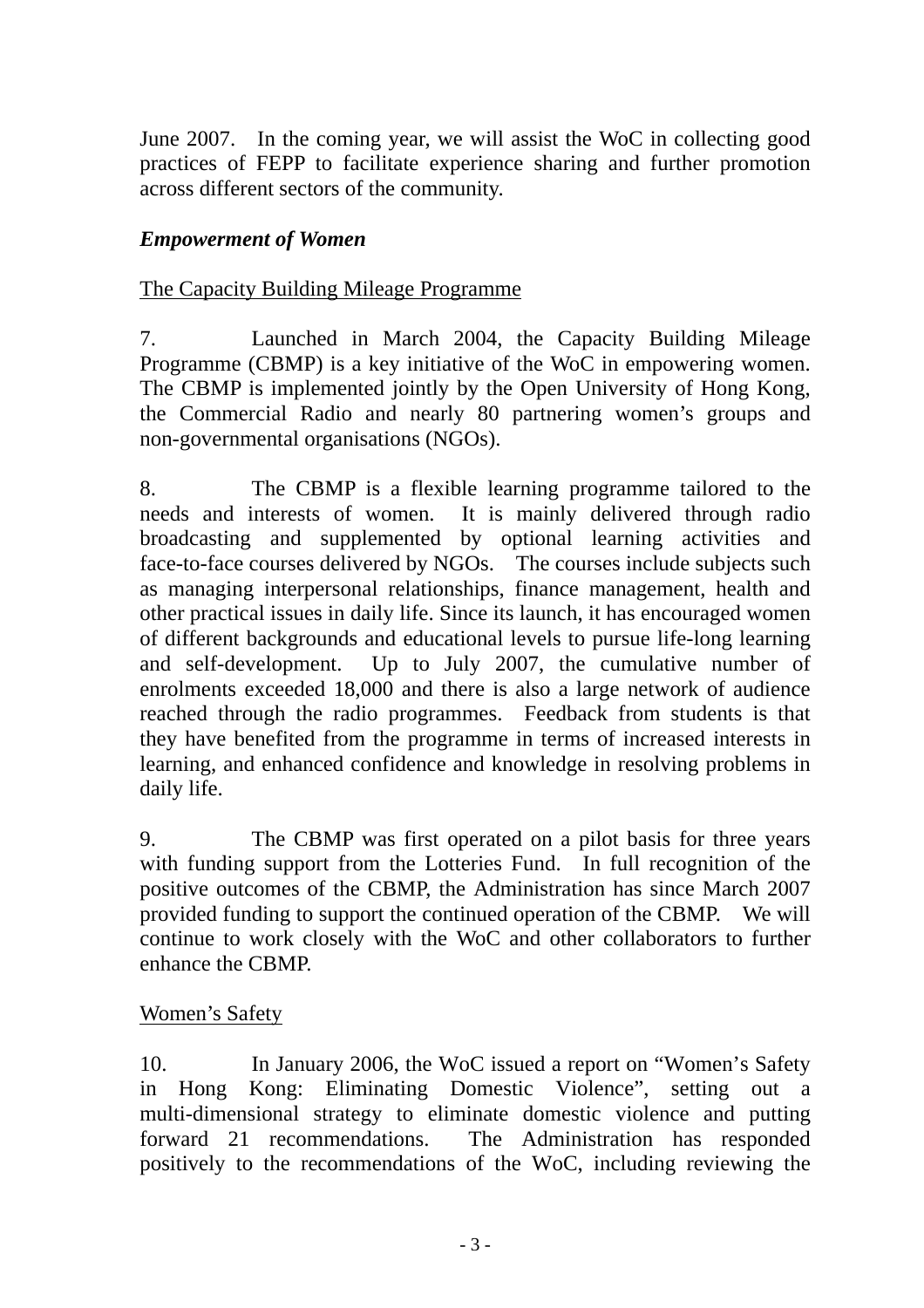June 2007. In the coming year, we will assist the WoC in collecting good practices of FEPP to facilitate experience sharing and further promotion across different sectors of the community.

***Empowerment of Women***

<u>The Capacity Building Mileage Programme</u>

7. Launched in March 2004, the Capacity Building Mileage Programme (CBMP) is a key initiative of the WoC in empowering women. The CBMP is implemented jointly by the Open University of Hong Kong, the Commercial Radio and nearly 80 partnering women's groups and non-governmental organisations (NGOs).

8. The CBMP is a flexible learning programme tailored to the needs and interests of women. It is mainly delivered through radio broadcasting and supplemented by optional learning activities and face-to-face courses delivered by NGOs. The courses include subjects such as managing interpersonal relationships, finance management, health and other practical issues in daily life. Since its launch, it has encouraged women of different backgrounds and educational levels to pursue life-long learning and self-development. Up to July 2007, the cumulative number of enrolments exceeded 18,000 and there is also a large network of audience reached through the radio programmes. Feedback from students is that they have benefited from the programme in terms of increased interests in learning, and enhanced confidence and knowledge in resolving problems in daily life.

9. The CBMP was first operated on a pilot basis for three years with funding support from the Lotteries Fund. In full recognition of the positive outcomes of the CBMP, the Administration has since March 2007 provided funding to support the continued operation of the CBMP. We will continue to work closely with the WoC and other collaborators to further enhance the CBMP.

<u>Women's Safety</u>

10. In January 2006, the WoC issued a report on "Women's Safety in Hong Kong: Eliminating Domestic Violence", setting out a multi-dimensional strategy to eliminate domestic violence and putting forward 21 recommendations. The Administration has responded positively to the recommendations of the WoC, including reviewing the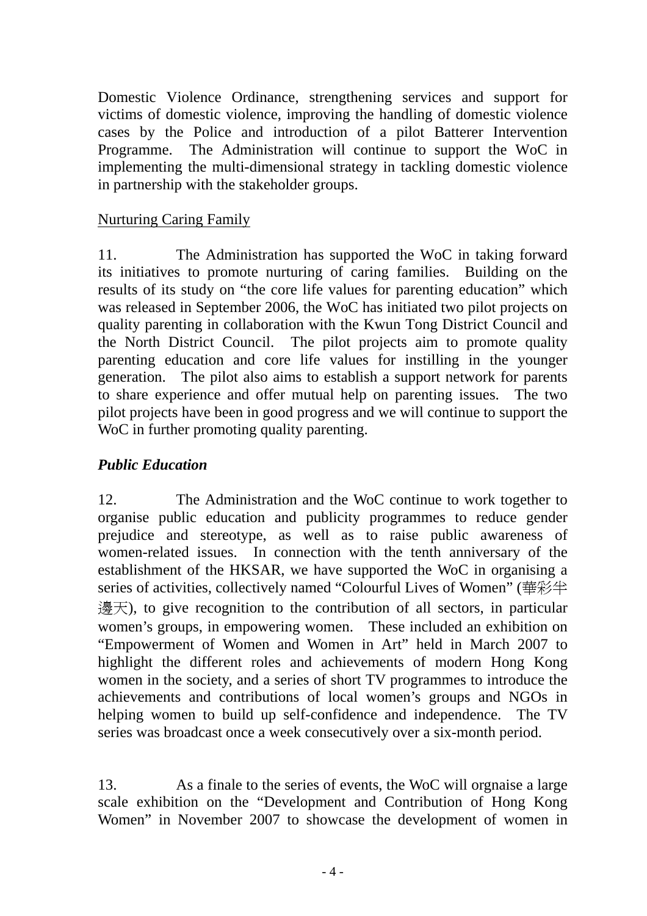Domestic Violence Ordinance, strengthening services and support for victims of domestic violence, improving the handling of domestic violence cases by the Police and introduction of a pilot Batterer Intervention Programme. The Administration will continue to support the WoC in implementing the multi-dimensional strategy in tackling domestic violence in partnership with the stakeholder groups.

<u>Nurturing Caring Family</u>

11. The Administration has supported the WoC in taking forward its initiatives to promote nurturing of caring families. Building on the results of its study on "the core life values for parenting education" which was released in September 2006, the WoC has initiated two pilot projects on quality parenting in collaboration with the Kwun Tong District Council and the North District Council. The pilot projects aim to promote quality parenting education and core life values for instilling in the younger generation. The pilot also aims to establish a support network for parents to share experience and offer mutual help on parenting issues. The two pilot projects have been in good progress and we will continue to support the WoC in further promoting quality parenting.

***Public Education***

12. The Administration and the WoC continue to work together to organise public education and publicity programmes to reduce gender prejudice and stereotype, as well as to raise public awareness of women-related issues. In connection with the tenth anniversary of the establishment of the HKSAR, we have supported the WoC in organising a series of activities, collectively named "Colourful Lives of Women" (華彩半邊天), to give recognition to the contribution of all sectors, in particular women's groups, in empowering women. These included an exhibition on "Empowerment of Women and Women in Art" held in March 2007 to highlight the different roles and achievements of modern Hong Kong women in the society, and a series of short TV programmes to introduce the achievements and contributions of local women's groups and NGOs in helping women to build up self-confidence and independence. The TV series was broadcast once a week consecutively over a six-month period.

13. As a finale to the series of events, the WoC will orgnaise a large scale exhibition on the "Development and Contribution of Hong Kong Women" in November 2007 to showcase the development of women in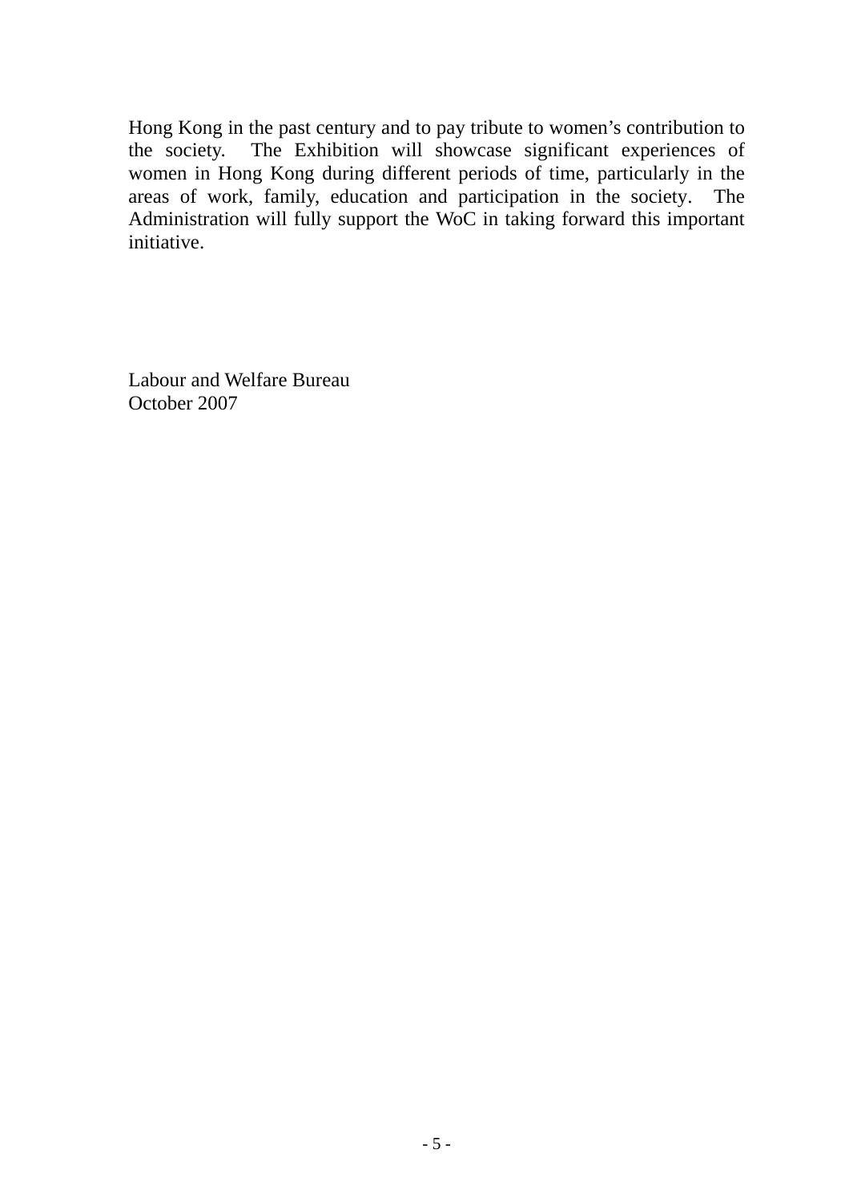Hong Kong in the past century and to pay tribute to women's contribution to the society. The Exhibition will showcase significant experiences of women in Hong Kong during different periods of time, particularly in the areas of work, family, education and participation in the society. The Administration will fully support the WoC in taking forward this important initiative.

Labour and Welfare Bureau
October 2007